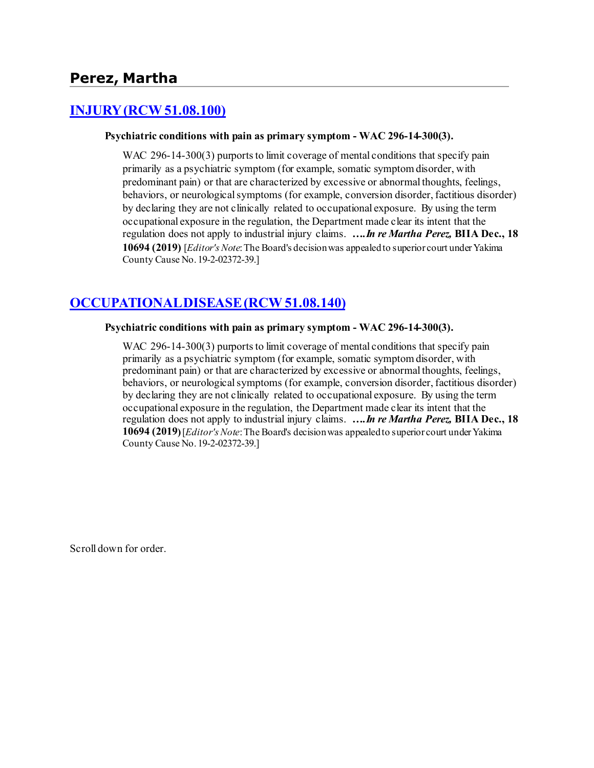## Perez, Martha

### [INJURY (RCW 51.08.100)]

**Psychiatric conditions with pain as primary symptom - WAC 296-14-300(3).**

WAC 296-14-300(3) purports to limit coverage of mental conditions that specify pain primarily as a psychiatric symptom (for example, somatic symptom disorder, with predominant pain) or that are characterized by excessive or abnormal thoughts, feelings, behaviors, or neurological symptoms (for example, conversion disorder, factitious disorder) by declaring they are not clinically related to occupational exposure. By using the term occupational exposure in the regulation, the Department made clear its intent that the regulation does not apply to industrial injury claims. ***….In re Martha Perez,* BIIA Dec., 18 10694 (2019)** [*Editor's Note*: The Board's decision was appealed to superior court under Yakima County Cause No. 19-2-02372-39.]

### [OCCUPATIONAL DISEASE (RCW 51.08.140)]

**Psychiatric conditions with pain as primary symptom - WAC 296-14-300(3).**

WAC 296-14-300(3) purports to limit coverage of mental conditions that specify pain primarily as a psychiatric symptom (for example, somatic symptom disorder, with predominant pain) or that are characterized by excessive or abnormal thoughts, feelings, behaviors, or neurological symptoms (for example, conversion disorder, factitious disorder) by declaring they are not clinically related to occupational exposure. By using the term occupational exposure in the regulation, the Department made clear its intent that the regulation does not apply to industrial injury claims. ***….In re Martha Perez,* BIIA Dec., 18 10694 (2019)** [*Editor's Note*: The Board's decision was appealed to superior court under Yakima County Cause No. 19-2-02372-39.]

Scroll down for order.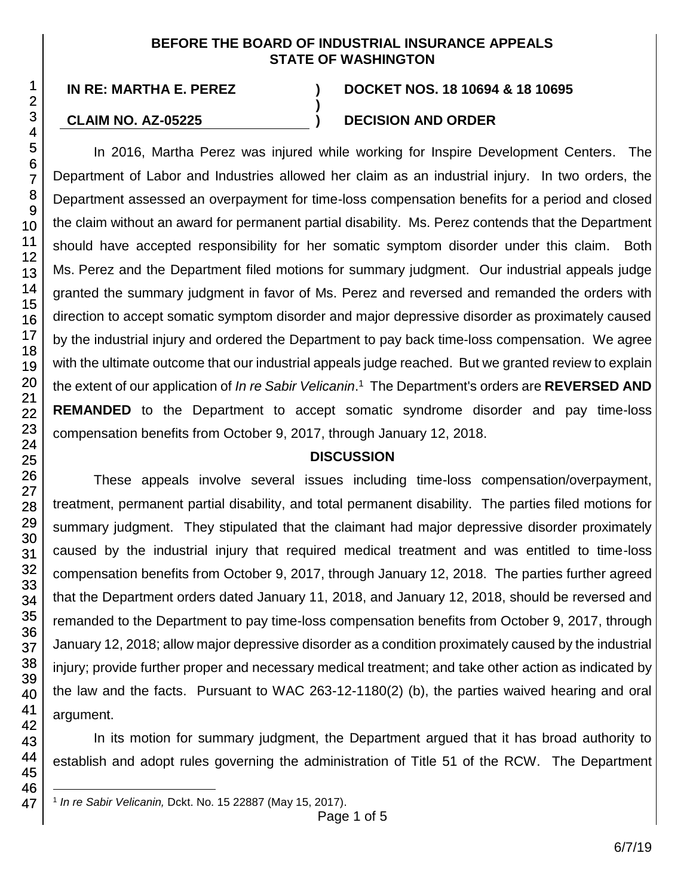**BEFORE THE BOARD OF INDUSTRIAL INSURANCE APPEALS**
**STATE OF WASHINGTON**

**IN RE: MARTHA E. PEREZ** ) **DOCKET NOS. 18 10694 & 18 10695**
)
**CLAIM NO. AZ-05225** ) **DECISION AND ORDER**

In 2016, Martha Perez was injured while working for Inspire Development Centers. The Department of Labor and Industries allowed her claim as an industrial injury. In two orders, the Department assessed an overpayment for time-loss compensation benefits for a period and closed the claim without an award for permanent partial disability. Ms. Perez contends that the Department should have accepted responsibility for her somatic symptom disorder under this claim. Both Ms. Perez and the Department filed motions for summary judgment. Our industrial appeals judge granted the summary judgment in favor of Ms. Perez and reversed and remanded the orders with direction to accept somatic symptom disorder and major depressive disorder as proximately caused by the industrial injury and ordered the Department to pay back time-loss compensation. We agree with the ultimate outcome that our industrial appeals judge reached. But we granted review to explain the extent of our application of *In re Sabir Velicanin*.[1] The Department's orders are **REVERSED AND REMANDED** to the Department to accept somatic syndrome disorder and pay time-loss compensation benefits from October 9, 2017, through January 12, 2018.

## DISCUSSION

These appeals involve several issues including time-loss compensation/overpayment, treatment, permanent partial disability, and total permanent disability. The parties filed motions for summary judgment. They stipulated that the claimant had major depressive disorder proximately caused by the industrial injury that required medical treatment and was entitled to time-loss compensation benefits from October 9, 2017, through January 12, 2018. The parties further agreed that the Department orders dated January 11, 2018, and January 12, 2018, should be reversed and remanded to the Department to pay time-loss compensation benefits from October 9, 2017, through January 12, 2018; allow major depressive disorder as a condition proximately caused by the industrial injury; provide further proper and necessary medical treatment; and take other action as indicated by the law and the facts. Pursuant to WAC 263-12-1180(2) (b), the parties waived hearing and oral argument.

In its motion for summary judgment, the Department argued that it has broad authority to establish and adopt rules governing the administration of Title 51 of the RCW. The Department

[1] *In re Sabir Velicanin,* Dckt. No. 15 22887 (May 15, 2017).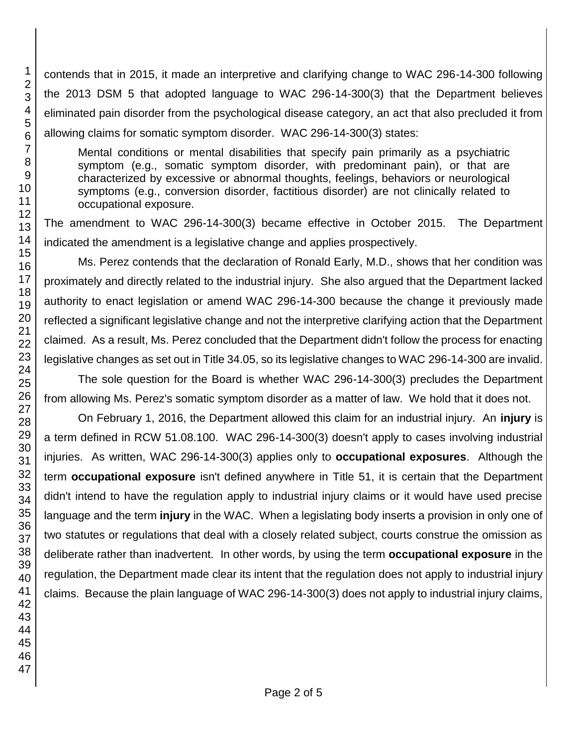contends that in 2015, it made an interpretive and clarifying change to WAC 296-14-300 following the 2013 DSM 5 that adopted language to WAC 296-14-300(3) that the Department believes eliminated pain disorder from the psychological disease category, an act that also precluded it from allowing claims for somatic symptom disorder. WAC 296-14-300(3) states:

> Mental conditions or mental disabilities that specify pain primarily as a psychiatric symptom (e.g., somatic symptom disorder, with predominant pain), or that are characterized by excessive or abnormal thoughts, feelings, behaviors or neurological symptoms (e.g., conversion disorder, factitious disorder) are not clinically related to occupational exposure.

The amendment to WAC 296-14-300(3) became effective in October 2015. The Department indicated the amendment is a legislative change and applies prospectively.

Ms. Perez contends that the declaration of Ronald Early, M.D., shows that her condition was proximately and directly related to the industrial injury. She also argued that the Department lacked authority to enact legislation or amend WAC 296-14-300 because the change it previously made reflected a significant legislative change and not the interpretive clarifying action that the Department claimed. As a result, Ms. Perez concluded that the Department didn't follow the process for enacting legislative changes as set out in Title 34.05, so its legislative changes to WAC 296-14-300 are invalid.

The sole question for the Board is whether WAC 296-14-300(3) precludes the Department from allowing Ms. Perez's somatic symptom disorder as a matter of law. We hold that it does not.

On February 1, 2016, the Department allowed this claim for an industrial injury. An **injury** is a term defined in RCW 51.08.100. WAC 296-14-300(3) doesn't apply to cases involving industrial injuries. As written, WAC 296-14-300(3) applies only to **occupational exposures**. Although the term **occupational exposure** isn't defined anywhere in Title 51, it is certain that the Department didn't intend to have the regulation apply to industrial injury claims or it would have used precise language and the term **injury** in the WAC. When a legislating body inserts a provision in only one of two statutes or regulations that deal with a closely related subject, courts construe the omission as deliberate rather than inadvertent. In other words, by using the term **occupational exposure** in the regulation, the Department made clear its intent that the regulation does not apply to industrial injury claims. Because the plain language of WAC 296-14-300(3) does not apply to industrial injury claims,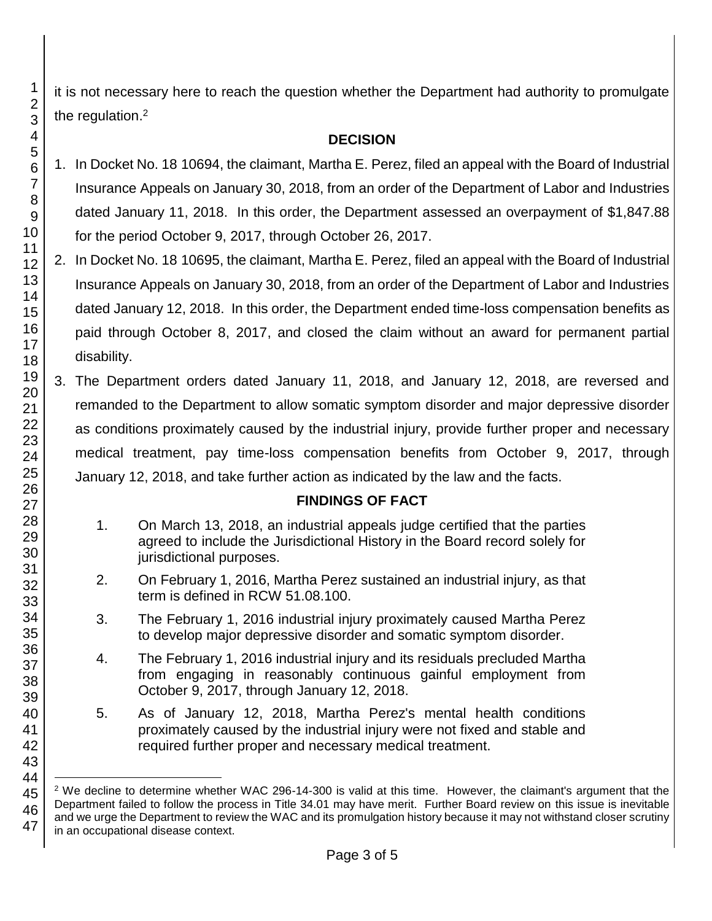it is not necessary here to reach the question whether the Department had authority to promulgate the regulation.[2]

## DECISION

1. In Docket No. 18 10694, the claimant, Martha E. Perez, filed an appeal with the Board of Industrial Insurance Appeals on January 30, 2018, from an order of the Department of Labor and Industries dated January 11, 2018. In this order, the Department assessed an overpayment of $1,847.88 for the period October 9, 2017, through October 26, 2017.
2. In Docket No. 18 10695, the claimant, Martha E. Perez, filed an appeal with the Board of Industrial Insurance Appeals on January 30, 2018, from an order of the Department of Labor and Industries dated January 12, 2018. In this order, the Department ended time-loss compensation benefits as paid through October 8, 2017, and closed the claim without an award for permanent partial disability.
3. The Department orders dated January 11, 2018, and January 12, 2018, are reversed and remanded to the Department to allow somatic symptom disorder and major depressive disorder as conditions proximately caused by the industrial injury, provide further proper and necessary medical treatment, pay time-loss compensation benefits from October 9, 2017, through January 12, 2018, and take further action as indicated by the law and the facts.

## FINDINGS OF FACT

1. On March 13, 2018, an industrial appeals judge certified that the parties agreed to include the Jurisdictional History in the Board record solely for jurisdictional purposes.
2. On February 1, 2016, Martha Perez sustained an industrial injury, as that term is defined in RCW 51.08.100.
3. The February 1, 2016 industrial injury proximately caused Martha Perez to develop major depressive disorder and somatic symptom disorder.
4. The February 1, 2016 industrial injury and its residuals precluded Martha from engaging in reasonably continuous gainful employment from October 9, 2017, through January 12, 2018.
5. As of January 12, 2018, Martha Perez's mental health conditions proximately caused by the industrial injury were not fixed and stable and required further proper and necessary medical treatment.

---

[2] We decline to determine whether WAC 296-14-300 is valid at this time. However, the claimant's argument that the Department failed to follow the process in Title 34.01 may have merit. Further Board review on this issue is inevitable and we urge the Department to review the WAC and its promulgation history because it may not withstand closer scrutiny in an occupational disease context.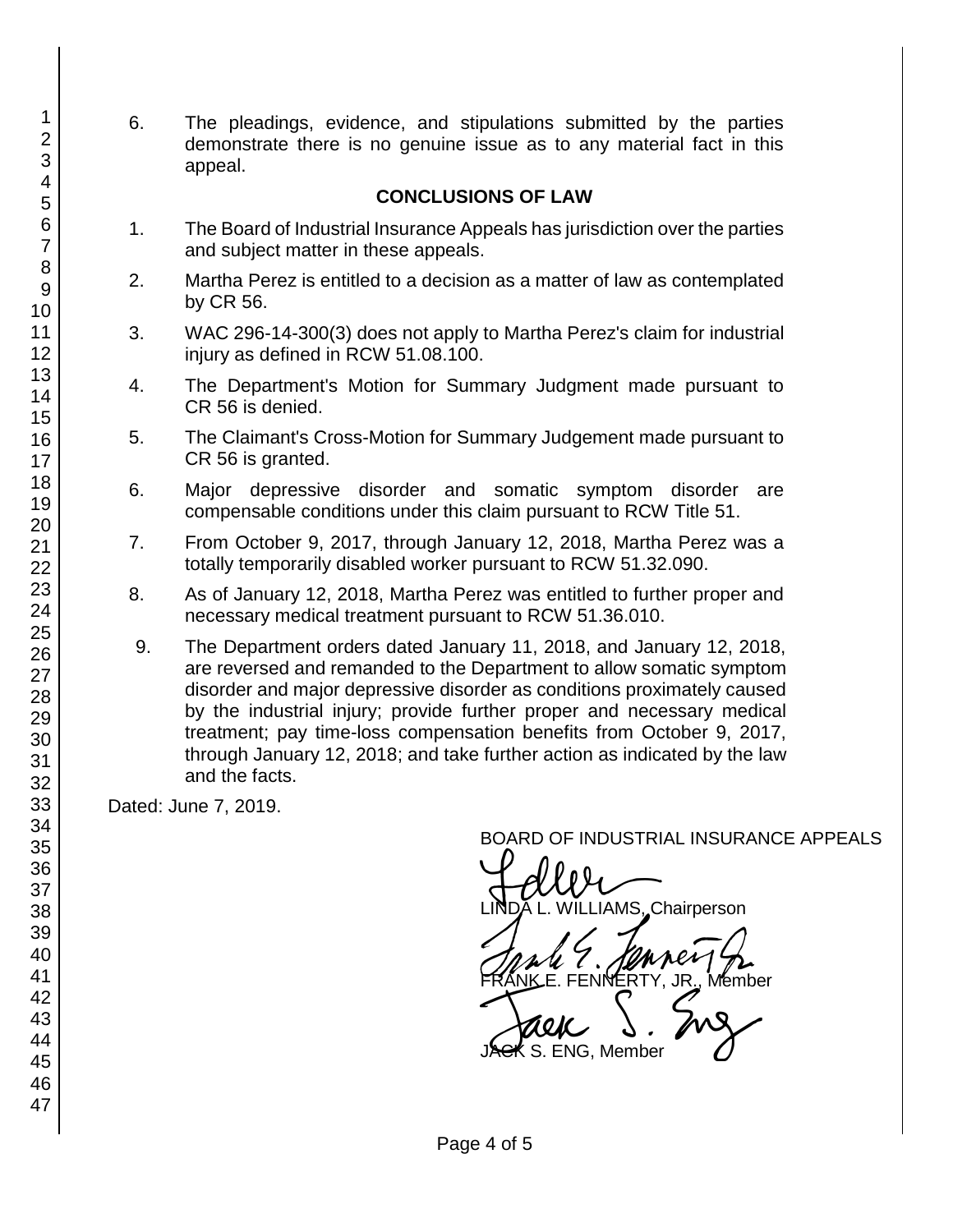6. The pleadings, evidence, and stipulations submitted by the parties demonstrate there is no genuine issue as to any material fact in this appeal.

## CONCLUSIONS OF LAW

1. The Board of Industrial Insurance Appeals has jurisdiction over the parties and subject matter in these appeals.
2. Martha Perez is entitled to a decision as a matter of law as contemplated by CR 56.
3. WAC 296-14-300(3) does not apply to Martha Perez's claim for industrial injury as defined in RCW 51.08.100.
4. The Department's Motion for Summary Judgment made pursuant to CR 56 is denied.
5. The Claimant's Cross-Motion for Summary Judgement made pursuant to CR 56 is granted.
6. Major depressive disorder and somatic symptom disorder are compensable conditions under this claim pursuant to RCW Title 51.
7. From October 9, 2017, through January 12, 2018, Martha Perez was a totally temporarily disabled worker pursuant to RCW 51.32.090.
8. As of January 12, 2018, Martha Perez was entitled to further proper and necessary medical treatment pursuant to RCW 51.36.010.
9. The Department orders dated January 11, 2018, and January 12, 2018, are reversed and remanded to the Department to allow somatic symptom disorder and major depressive disorder as conditions proximately caused by the industrial injury; provide further proper and necessary medical treatment; pay time-loss compensation benefits from October 9, 2017, through January 12, 2018; and take further action as indicated by the law and the facts.

Dated: June 7, 2019.

BOARD OF INDUSTRIAL INSURANCE APPEALS

LINDA L. WILLIAMS, Chairperson

FRANK E. FENNERTY, JR., Member

JACK S. ENG, Member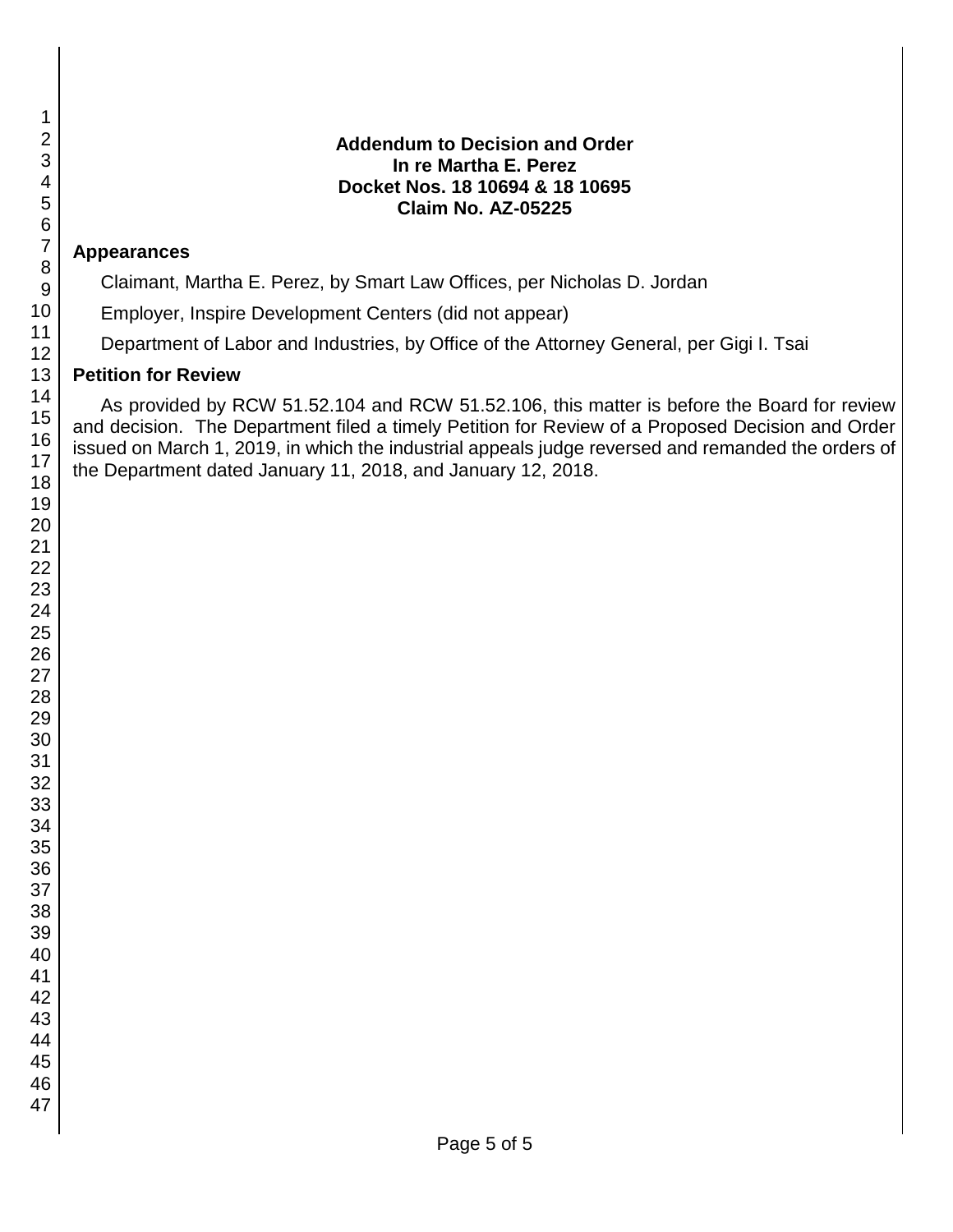**Addendum to Decision and Order**
**In re Martha E. Perez**
**Docket Nos. 18 10694 & 18 10695**
**Claim No. AZ-05225**

## Appearances

Claimant, Martha E. Perez, by Smart Law Offices, per Nicholas D. Jordan

Employer, Inspire Development Centers (did not appear)

Department of Labor and Industries, by Office of the Attorney General, per Gigi I. Tsai

## Petition for Review

As provided by RCW 51.52.104 and RCW 51.52.106, this matter is before the Board for review and decision. The Department filed a timely Petition for Review of a Proposed Decision and Order issued on March 1, 2019, in which the industrial appeals judge reversed and remanded the orders of the Department dated January 11, 2018, and January 12, 2018.